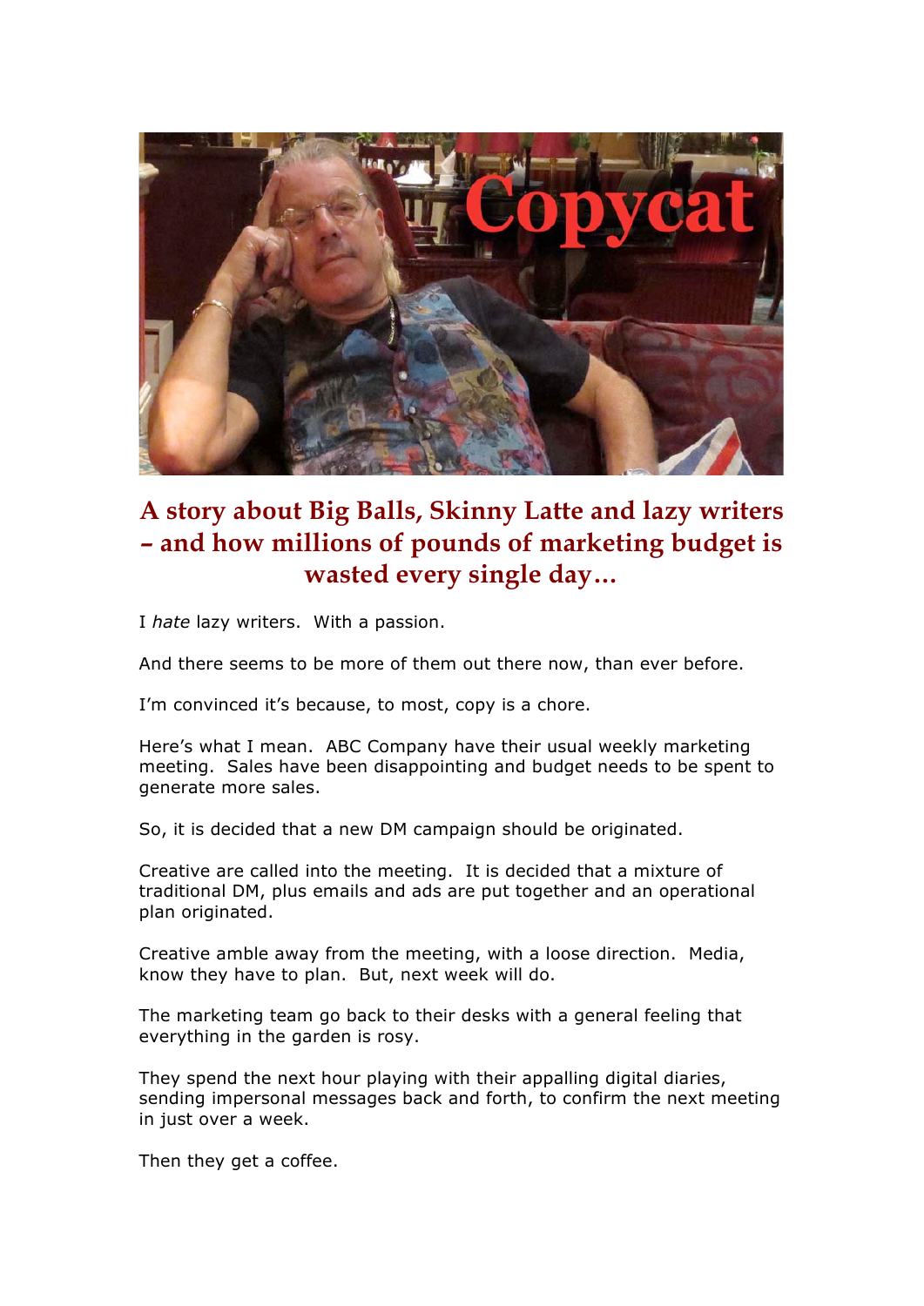# A story about Big Balls, Skinny Latte and lazy writers – and how millions of pounds of marketing budget is wasted every single day…

I *hate* lazy writers. With a passion.

And there seems to be more of them out there now, than ever before.

I'm convinced it's because, to most, copy is a chore.

Here's what I mean. ABC Company have their usual weekly marketing meeting. Sales have been disappointing and budget needs to be spent to generate more sales.

So, it is decided that a new DM campaign should be originated.

Creative are called into the meeting. It is decided that a mixture of traditional DM, plus emails and ads are put together and an operational plan originated.

Creative amble away from the meeting, with a loose direction. Media, know they have to plan. But, next week will do.

The marketing team go back to their desks with a general feeling that everything in the garden is rosy.

They spend the next hour playing with their appalling digital diaries, sending impersonal messages back and forth, to confirm the next meeting in just over a week.

Then they get a coffee.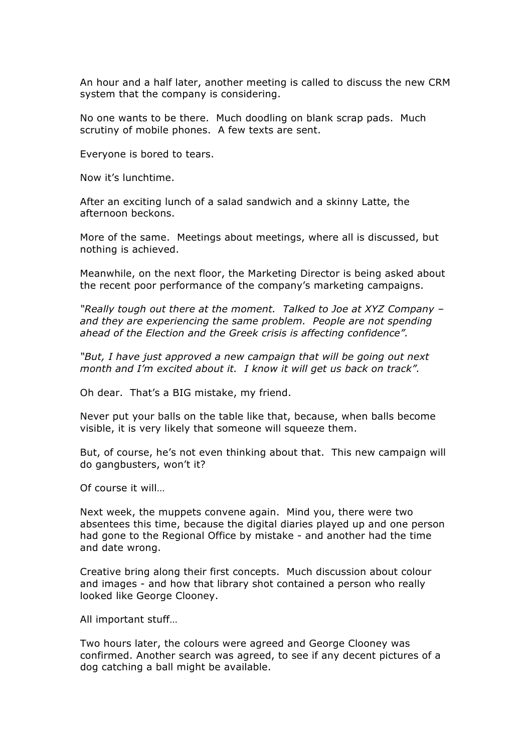An hour and a half later, another meeting is called to discuss the new CRM system that the company is considering.

No one wants to be there. Much doodling on blank scrap pads. Much scrutiny of mobile phones. A few texts are sent.

Everyone is bored to tears.

Now it's lunchtime.

After an exciting lunch of a salad sandwich and a skinny Latte, the afternoon beckons.

More of the same. Meetings about meetings, where all is discussed, but nothing is achieved.

Meanwhile, on the next floor, the Marketing Director is being asked about the recent poor performance of the company's marketing campaigns.

*"Really tough out there at the moment. Talked to Joe at XYZ Company – and they are experiencing the same problem. People are not spending ahead of the Election and the Greek crisis is affecting confidence".*

*"But, I have just approved a new campaign that will be going out next month and I'm excited about it. I know it will get us back on track".*

Oh dear. That's a BIG mistake, my friend.

Never put your balls on the table like that, because, when balls become visible, it is very likely that someone will squeeze them.

But, of course, he's not even thinking about that. This new campaign will do gangbusters, won't it?

Of course it will…

Next week, the muppets convene again. Mind you, there were two absentees this time, because the digital diaries played up and one person had gone to the Regional Office by mistake - and another had the time and date wrong.

Creative bring along their first concepts. Much discussion about colour and images - and how that library shot contained a person who really looked like George Clooney.

All important stuff…

Two hours later, the colours were agreed and George Clooney was confirmed. Another search was agreed, to see if any decent pictures of a dog catching a ball might be available.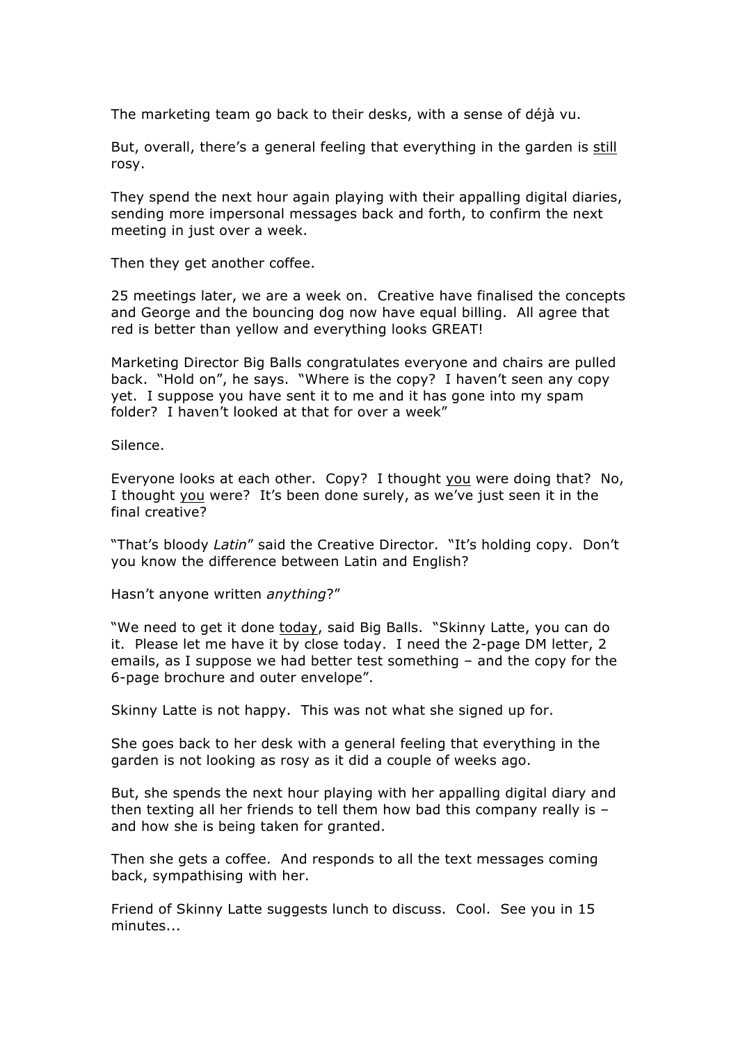The marketing team go back to their desks, with a sense of déjà vu.

But, overall, there's a general feeling that everything in the garden is <u>still</u> rosy.

They spend the next hour again playing with their appalling digital diaries, sending more impersonal messages back and forth, to confirm the next meeting in just over a week.

Then they get another coffee.

25 meetings later, we are a week on. Creative have finalised the concepts and George and the bouncing dog now have equal billing. All agree that red is better than yellow and everything looks GREAT!

Marketing Director Big Balls congratulates everyone and chairs are pulled back. "Hold on", he says. "Where is the copy? I haven't seen any copy yet. I suppose you have sent it to me and it has gone into my spam folder? I haven't looked at that for over a week"

Silence.

Everyone looks at each other. Copy? I thought <u>you</u> were doing that? No, I thought <u>you</u> were? It's been done surely, as we've just seen it in the final creative?

"That's bloody *Latin*" said the Creative Director. "It's holding copy. Don't you know the difference between Latin and English?

Hasn't anyone written *anything*?"

"We need to get it done <u>today</u>, said Big Balls. "Skinny Latte, you can do it. Please let me have it by close today. I need the 2-page DM letter, 2 emails, as I suppose we had better test something – and the copy for the 6-page brochure and outer envelope".

Skinny Latte is not happy. This was not what she signed up for.

She goes back to her desk with a general feeling that everything in the garden is not looking as rosy as it did a couple of weeks ago.

But, she spends the next hour playing with her appalling digital diary and then texting all her friends to tell them how bad this company really is – and how she is being taken for granted.

Then she gets a coffee. And responds to all the text messages coming back, sympathising with her.

Friend of Skinny Latte suggests lunch to discuss. Cool. See you in 15 minutes...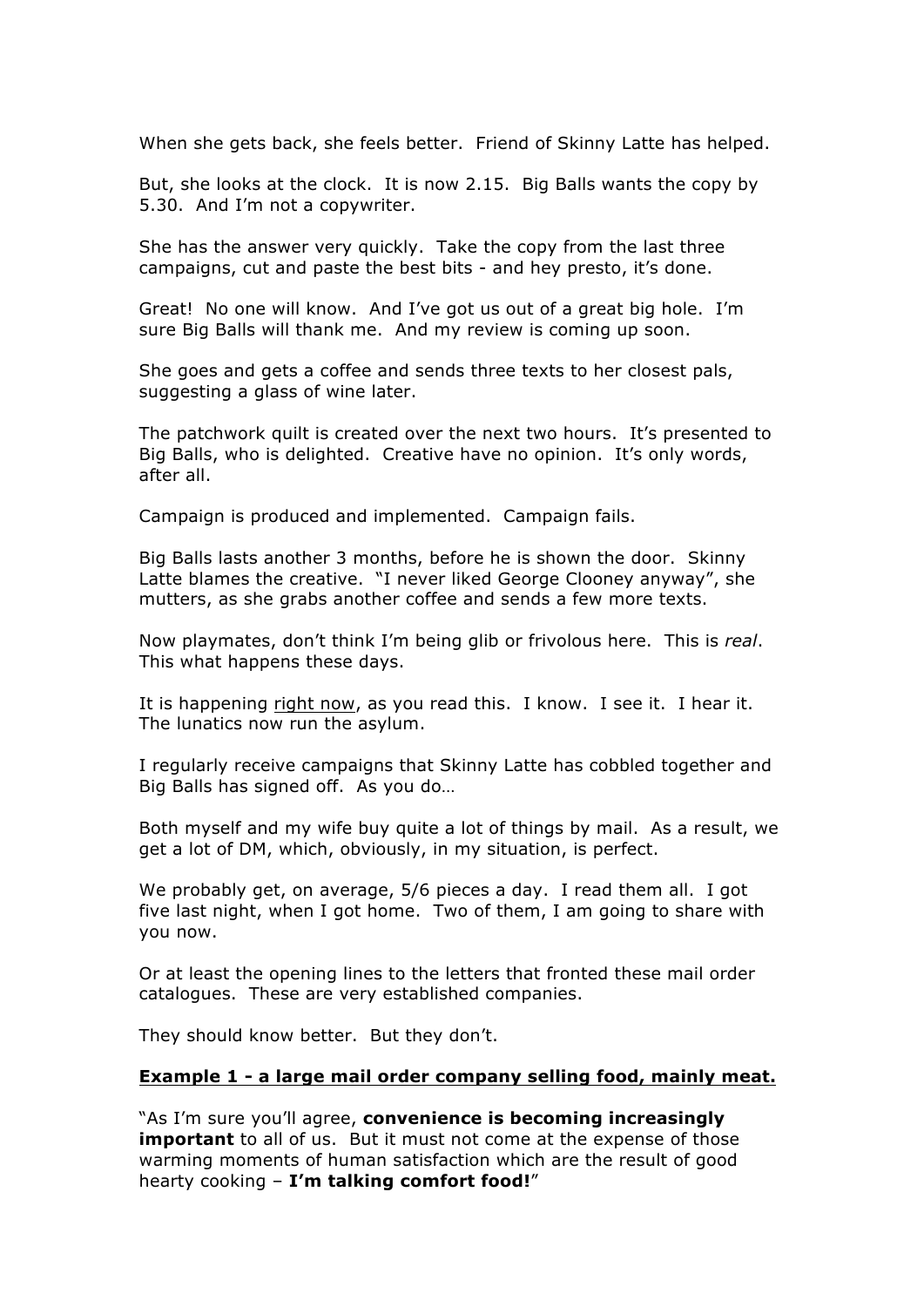When she gets back, she feels better. Friend of Skinny Latte has helped.

But, she looks at the clock. It is now 2.15. Big Balls wants the copy by 5.30. And I'm not a copywriter.

She has the answer very quickly. Take the copy from the last three campaigns, cut and paste the best bits - and hey presto, it's done.

Great! No one will know. And I've got us out of a great big hole. I'm sure Big Balls will thank me. And my review is coming up soon.

She goes and gets a coffee and sends three texts to her closest pals, suggesting a glass of wine later.

The patchwork quilt is created over the next two hours. It's presented to Big Balls, who is delighted. Creative have no opinion. It's only words, after all.

Campaign is produced and implemented. Campaign fails.

Big Balls lasts another 3 months, before he is shown the door. Skinny Latte blames the creative. "I never liked George Clooney anyway", she mutters, as she grabs another coffee and sends a few more texts.

Now playmates, don't think I'm being glib or frivolous here. This is *real*. This what happens these days.

It is happening <u>right now</u>, as you read this. I know. I see it. I hear it. The lunatics now run the asylum.

I regularly receive campaigns that Skinny Latte has cobbled together and Big Balls has signed off. As you do…

Both myself and my wife buy quite a lot of things by mail. As a result, we get a lot of DM, which, obviously, in my situation, is perfect.

We probably get, on average, 5/6 pieces a day. I read them all. I got five last night, when I got home. Two of them, I am going to share with you now.

Or at least the opening lines to the letters that fronted these mail order catalogues. These are very established companies.

They should know better. But they don't.

**<u>Example 1 - a large mail order company selling food, mainly meat.</u>**

"As I'm sure you'll agree, **convenience is becoming increasingly important** to all of us. But it must not come at the expense of those warming moments of human satisfaction which are the result of good hearty cooking – **I'm talking comfort food!**"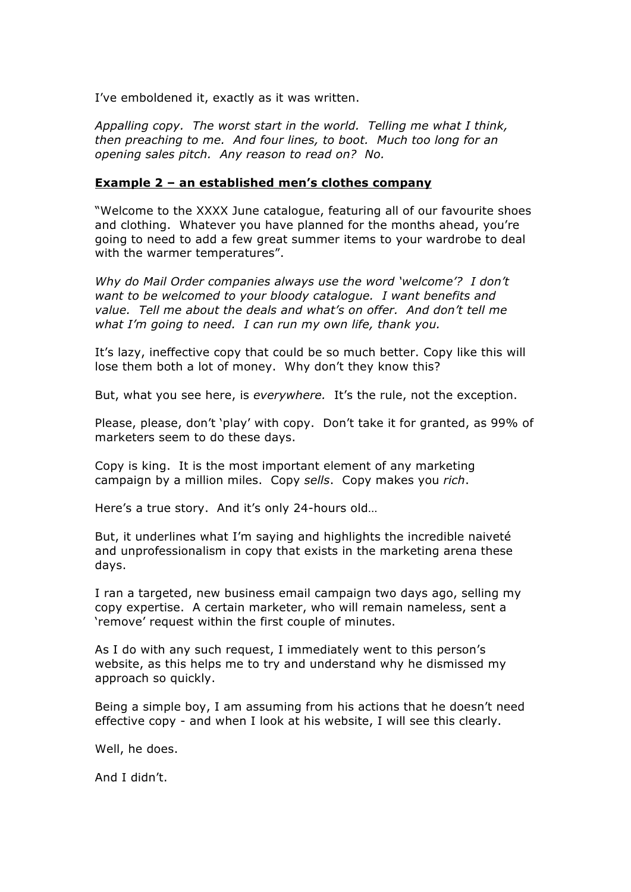I've emboldened it, exactly as it was written.

*Appalling copy. The worst start in the world. Telling me what I think, then preaching to me. And four lines, to boot. Much too long for an opening sales pitch. Any reason to read on? No.*

**<u>Example 2 – an established men's clothes company</u>**

"Welcome to the XXXX June catalogue, featuring all of our favourite shoes and clothing. Whatever you have planned for the months ahead, you're going to need to add a few great summer items to your wardrobe to deal with the warmer temperatures".

*Why do Mail Order companies always use the word 'welcome'? I don't want to be welcomed to your bloody catalogue. I want benefits and value. Tell me about the deals and what's on offer. And don't tell me what I'm going to need. I can run my own life, thank you.*

It's lazy, ineffective copy that could be so much better. Copy like this will lose them both a lot of money. Why don't they know this?

But, what you see here, is *everywhere.* It's the rule, not the exception.

Please, please, don't 'play' with copy. Don't take it for granted, as 99% of marketers seem to do these days.

Copy is king. It is the most important element of any marketing campaign by a million miles. Copy *sells*. Copy makes you *rich*.

Here's a true story. And it's only 24-hours old…

But, it underlines what I'm saying and highlights the incredible naiveté and unprofessionalism in copy that exists in the marketing arena these days.

I ran a targeted, new business email campaign two days ago, selling my copy expertise. A certain marketer, who will remain nameless, sent a 'remove' request within the first couple of minutes.

As I do with any such request, I immediately went to this person's website, as this helps me to try and understand why he dismissed my approach so quickly.

Being a simple boy, I am assuming from his actions that he doesn't need effective copy - and when I look at his website, I will see this clearly.

Well, he does.

And I didn't.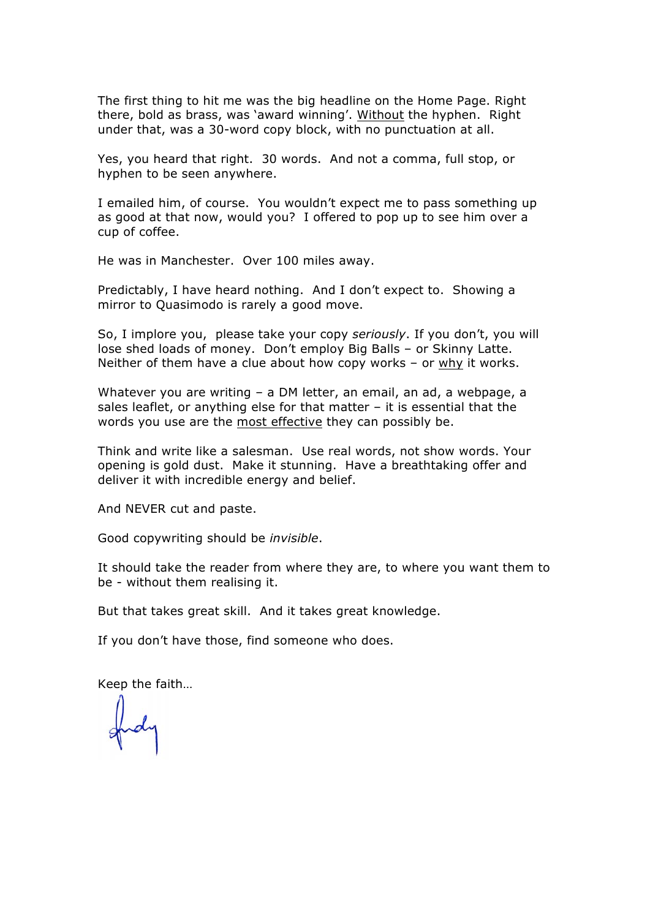The first thing to hit me was the big headline on the Home Page. Right there, bold as brass, was 'award winning'. <u>Without</u> the hyphen. Right under that, was a 30-word copy block, with no punctuation at all.

Yes, you heard that right. 30 words. And not a comma, full stop, or hyphen to be seen anywhere.

I emailed him, of course. You wouldn't expect me to pass something up as good at that now, would you? I offered to pop up to see him over a cup of coffee.

He was in Manchester. Over 100 miles away.

Predictably, I have heard nothing. And I don't expect to. Showing a mirror to Quasimodo is rarely a good move.

So, I implore you, please take your copy *seriously*. If you don't, you will lose shed loads of money. Don't employ Big Balls – or Skinny Latte. Neither of them have a clue about how copy works – or <u>why</u> it works.

Whatever you are writing – a DM letter, an email, an ad, a webpage, a sales leaflet, or anything else for that matter – it is essential that the words you use are the <u>most effective</u> they can possibly be.

Think and write like a salesman. Use real words, not show words. Your opening is gold dust. Make it stunning. Have a breathtaking offer and deliver it with incredible energy and belief.

And NEVER cut and paste.

Good copywriting should be *invisible*.

It should take the reader from where they are, to where you want them to be - without them realising it.

But that takes great skill. And it takes great knowledge.

If you don't have those, find someone who does.

Keep the faith…

Andy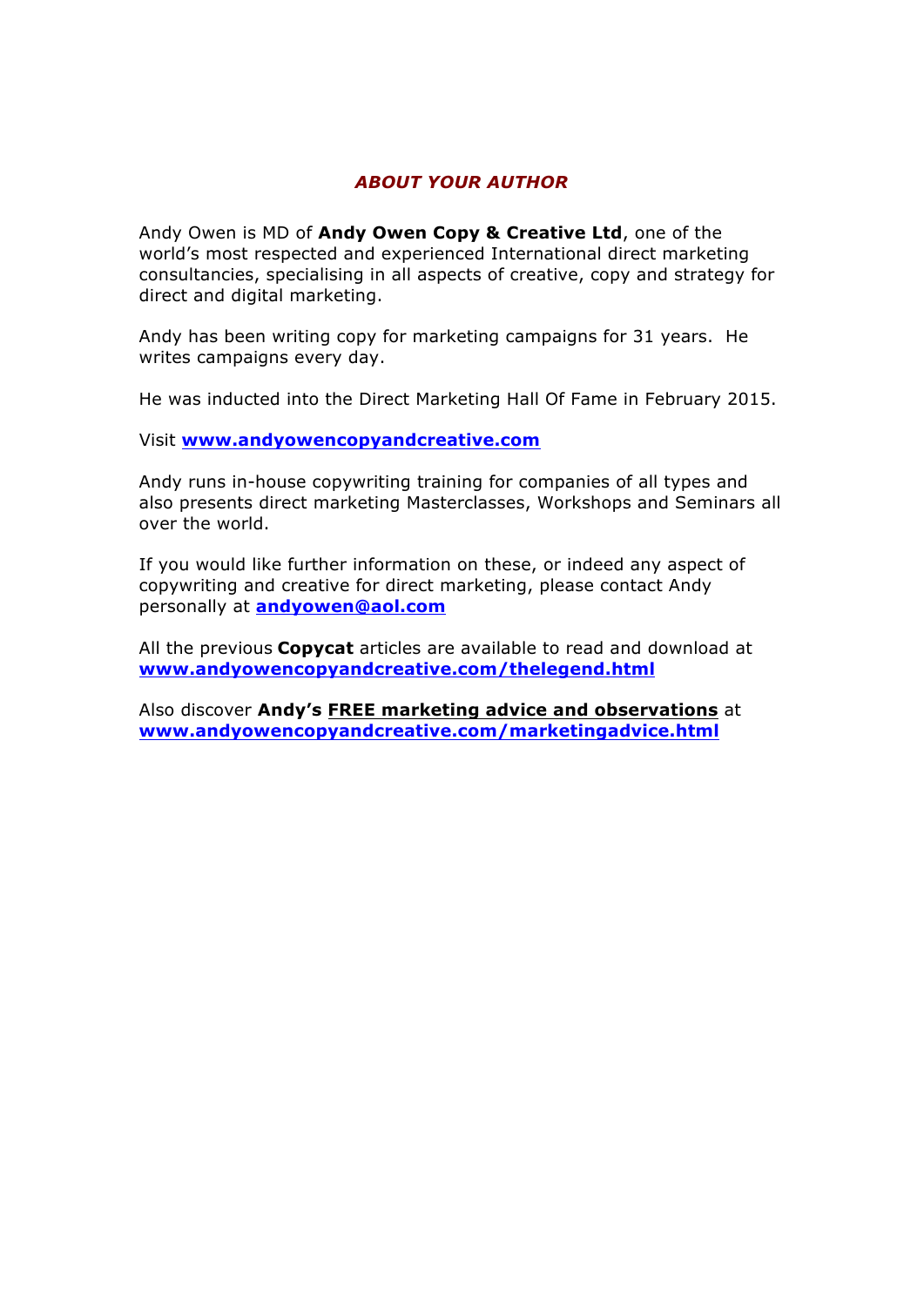## *ABOUT YOUR AUTHOR*

Andy Owen is MD of **Andy Owen Copy & Creative Ltd**, one of the world's most respected and experienced International direct marketing consultancies, specialising in all aspects of creative, copy and strategy for direct and digital marketing.

Andy has been writing copy for marketing campaigns for 31 years. He writes campaigns every day.

He was inducted into the Direct Marketing Hall Of Fame in February 2015.

Visit **www.andyowencopyandcreative.com**

Andy runs in-house copywriting training for companies of all types and also presents direct marketing Masterclasses, Workshops and Seminars all over the world.

If you would like further information on these, or indeed any aspect of copywriting and creative for direct marketing, please contact Andy personally at **andyowen@aol.com**

All the previous **Copycat** articles are available to read and download at **www.andyowencopyandcreative.com/thelegend.html**

Also discover **Andy's FREE marketing advice and observations** at **www.andyowencopyandcreative.com/marketingadvice.html**